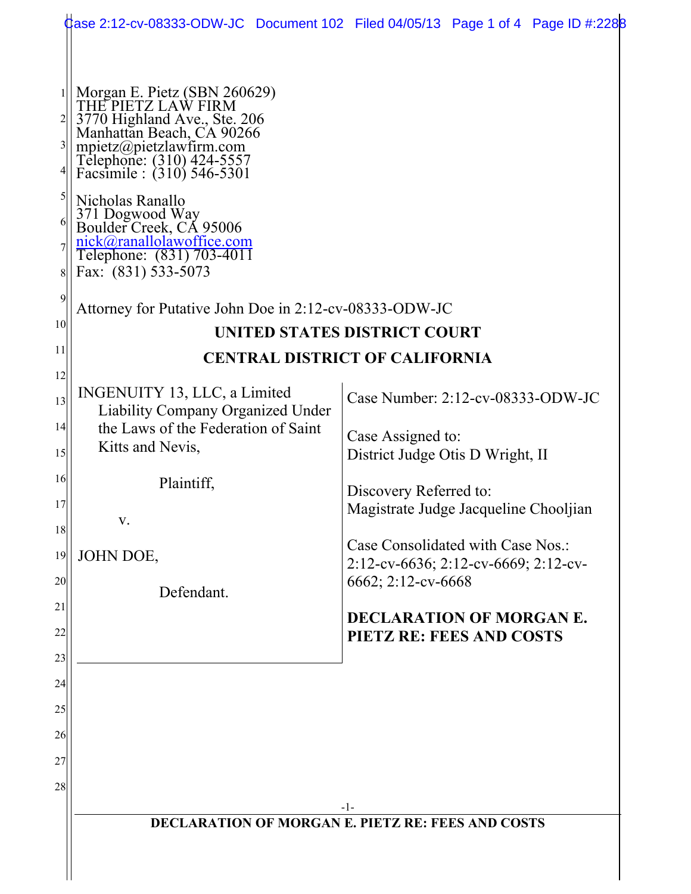Morgan E. Pietz (SBN 260629)
THE PIETZ LAW FIRM
3770 Highland Ave., Ste. 206
Manhattan Beach, CA 90266
mpietz@pietzlawfirm.com
Telephone: (310) 424-5557
Facsimile : (310) 546-5301

Nicholas Ranallo
371 Dogwood Way
Boulder Creek, CA 95006
nick@ranallolawoffice.com
Telephone: (831) 703-4011
Fax: (831) 533-5073

Attorney for Putative John Doe in 2:12-cv-08333-ODW-JC

**UNITED STATES DISTRICT COURT**

**CENTRAL DISTRICT OF CALIFORNIA**

INGENUITY 13, LLC, a Limited Liability Company Organized Under the Laws of the Federation of Saint Kitts and Nevis,

Plaintiff,

v.

JOHN DOE,

Defendant.

Case Number: 2:12-cv-08333-ODW-JC

Case Assigned to:
District Judge Otis D Wright, II

Discovery Referred to:
Magistrate Judge Jacqueline Chooljian

Case Consolidated with Case Nos.:
2:12-cv-6636; 2:12-cv-6669; 2:12-cv-6662; 2:12-cv-6668

**DECLARATION OF MORGAN E. PIETZ RE: FEES AND COSTS**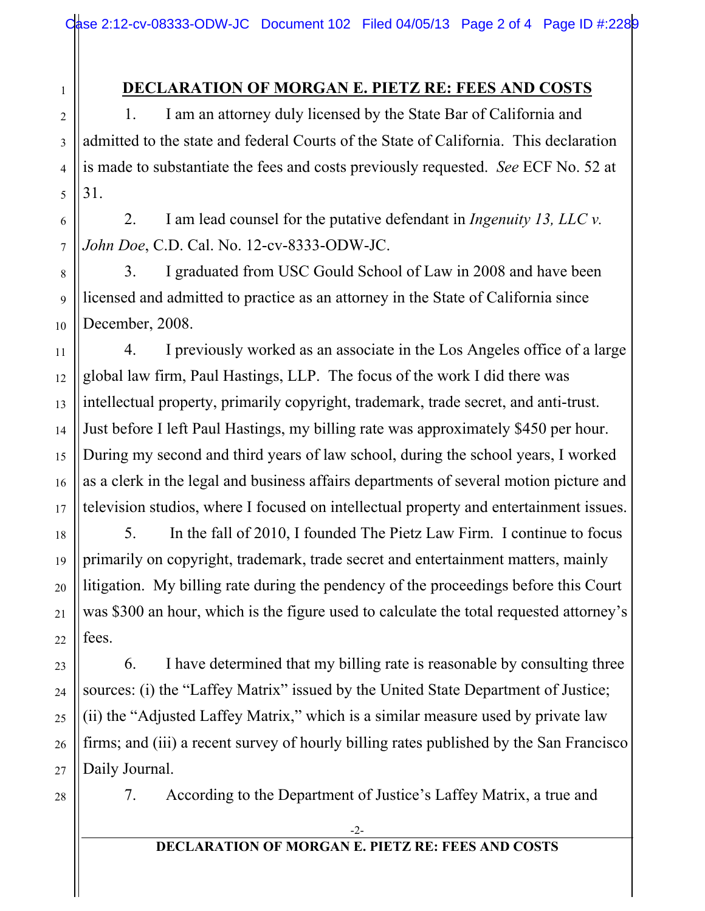## DECLARATION OF MORGAN E. PIETZ RE: FEES AND COSTS

1. I am an attorney duly licensed by the State Bar of California and admitted to the state and federal Courts of the State of California. This declaration is made to substantiate the fees and costs previously requested. *See* ECF No. 52 at 31.

2. I am lead counsel for the putative defendant in *Ingenuity 13, LLC v. John Doe*, C.D. Cal. No. 12-cv-8333-ODW-JC.

3. I graduated from USC Gould School of Law in 2008 and have been licensed and admitted to practice as an attorney in the State of California since December, 2008.

4. I previously worked as an associate in the Los Angeles office of a large global law firm, Paul Hastings, LLP. The focus of the work I did there was intellectual property, primarily copyright, trademark, trade secret, and anti-trust. Just before I left Paul Hastings, my billing rate was approximately $450 per hour. During my second and third years of law school, during the school years, I worked as a clerk in the legal and business affairs departments of several motion picture and television studios, where I focused on intellectual property and entertainment issues.

5. In the fall of 2010, I founded The Pietz Law Firm. I continue to focus primarily on copyright, trademark, trade secret and entertainment matters, mainly litigation. My billing rate during the pendency of the proceedings before this Court was $300 an hour, which is the figure used to calculate the total requested attorney's fees.

6. I have determined that my billing rate is reasonable by consulting three sources: (i) the "Laffey Matrix" issued by the United State Department of Justice; (ii) the "Adjusted Laffey Matrix," which is a similar measure used by private law firms; and (iii) a recent survey of hourly billing rates published by the San Francisco Daily Journal.

7. According to the Department of Justice's Laffey Matrix, a true and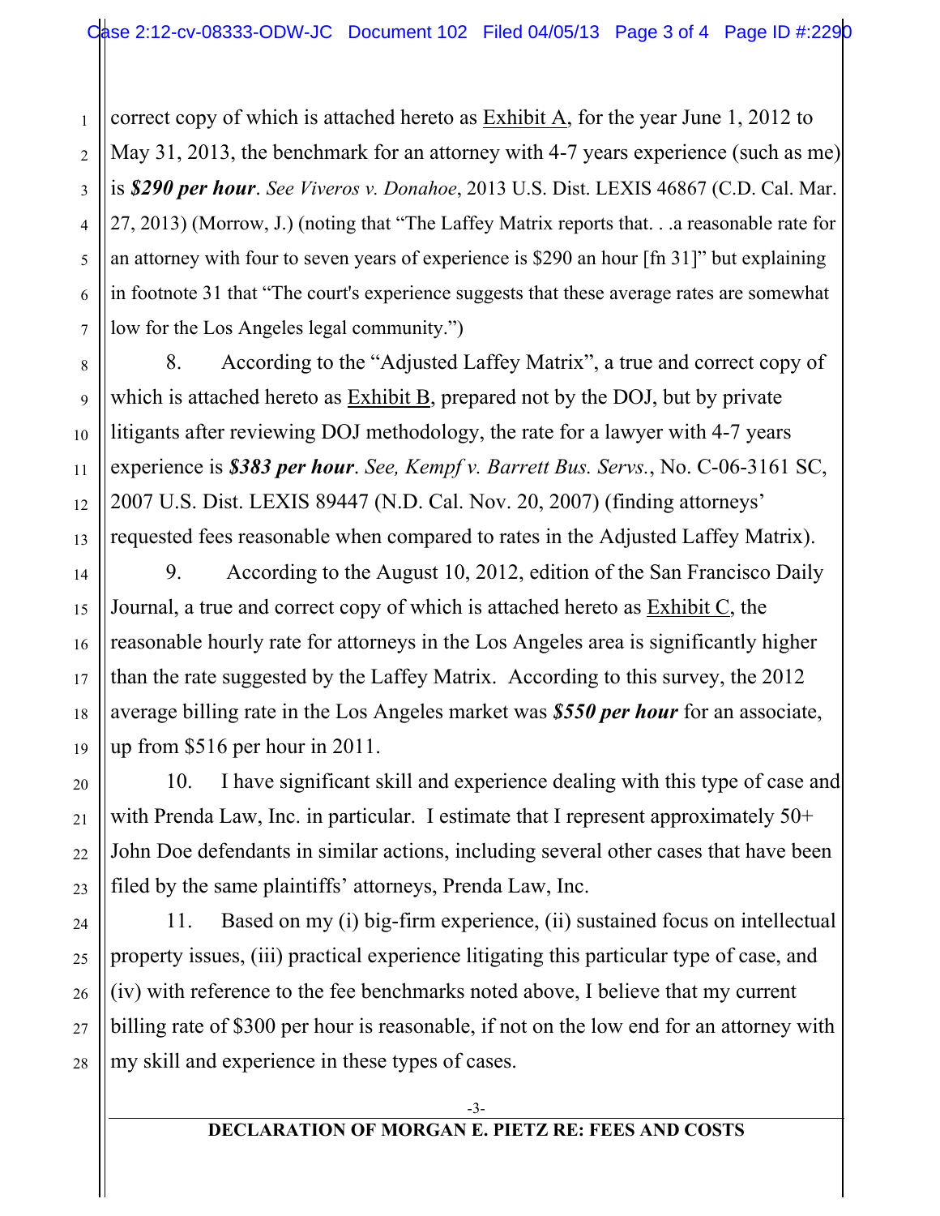correct copy of which is attached hereto as Exhibit A, for the year June 1, 2012 to May 31, 2013, the benchmark for an attorney with 4-7 years experience (such as me) is ***$290 per hour***. *See Viveros v. Donahoe*, 2013 U.S. Dist. LEXIS 46867 (C.D. Cal. Mar. 27, 2013) (Morrow, J.) (noting that "The Laffey Matrix reports that. . .a reasonable rate for an attorney with four to seven years of experience is $290 an hour [fn 31]" but explaining in footnote 31 that "The court's experience suggests that these average rates are somewhat low for the Los Angeles legal community.")

8. According to the "Adjusted Laffey Matrix", a true and correct copy of which is attached hereto as Exhibit B, prepared not by the DOJ, but by private litigants after reviewing DOJ methodology, the rate for a lawyer with 4-7 years experience is ***$383 per hour***. *See, Kempf v. Barrett Bus. Servs.*, No. C-06-3161 SC, 2007 U.S. Dist. LEXIS 89447 (N.D. Cal. Nov. 20, 2007) (finding attorneys' requested fees reasonable when compared to rates in the Adjusted Laffey Matrix).

9. According to the August 10, 2012, edition of the San Francisco Daily Journal, a true and correct copy of which is attached hereto as Exhibit C, the reasonable hourly rate for attorneys in the Los Angeles area is significantly higher than the rate suggested by the Laffey Matrix. According to this survey, the 2012 average billing rate in the Los Angeles market was ***$550 per hour*** for an associate, up from $516 per hour in 2011.

10. I have significant skill and experience dealing with this type of case and with Prenda Law, Inc. in particular. I estimate that I represent approximately 50+ John Doe defendants in similar actions, including several other cases that have been filed by the same plaintiffs' attorneys, Prenda Law, Inc.

11. Based on my (i) big-firm experience, (ii) sustained focus on intellectual property issues, (iii) practical experience litigating this particular type of case, and (iv) with reference to the fee benchmarks noted above, I believe that my current billing rate of $300 per hour is reasonable, if not on the low end for an attorney with my skill and experience in these types of cases.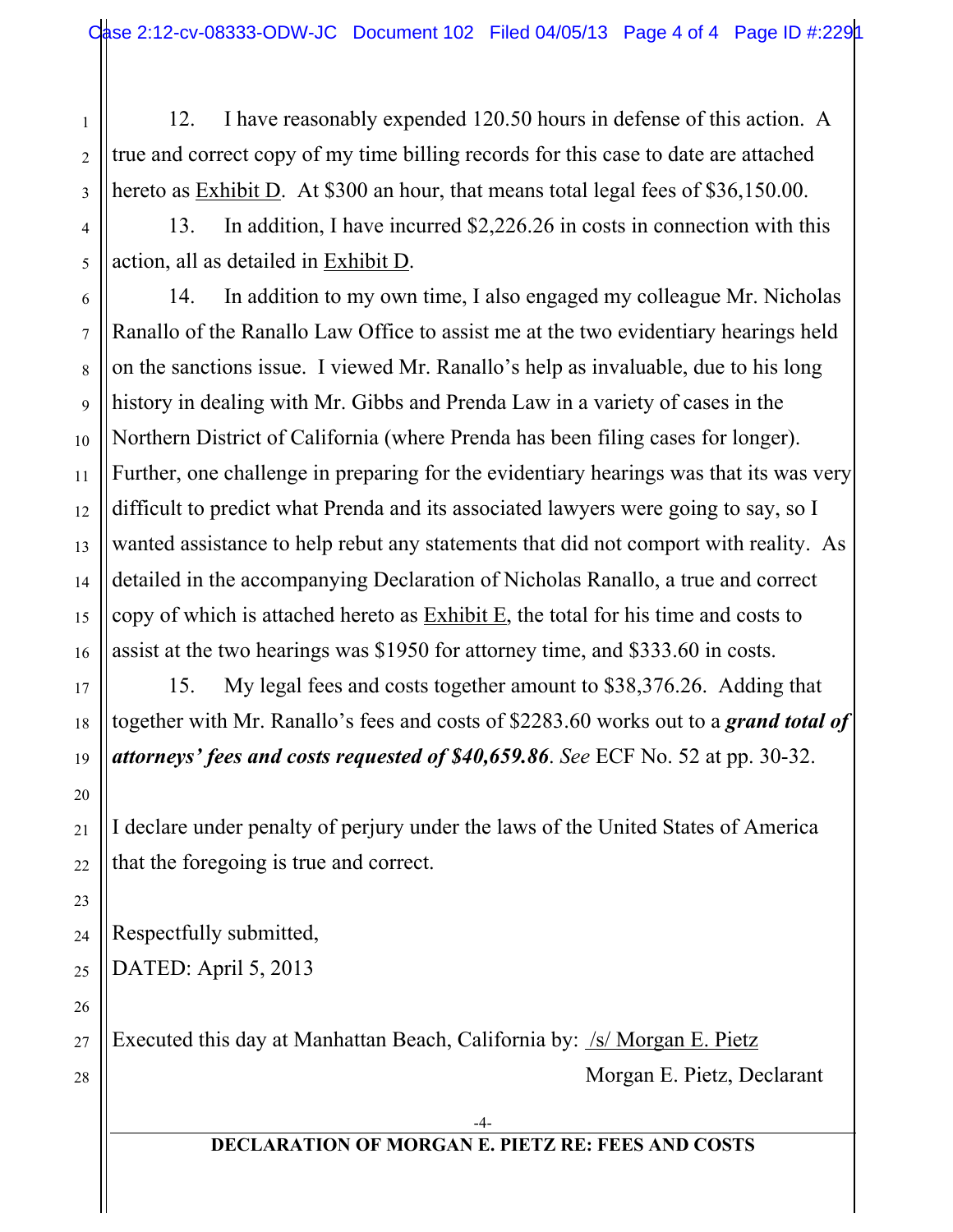12. I have reasonably expended 120.50 hours in defense of this action. A true and correct copy of my time billing records for this case to date are attached hereto as Exhibit D. At $300 an hour, that means total legal fees of $36,150.00.

13. In addition, I have incurred $2,226.26 in costs in connection with this action, all as detailed in Exhibit D.

14. In addition to my own time, I also engaged my colleague Mr. Nicholas Ranallo of the Ranallo Law Office to assist me at the two evidentiary hearings held on the sanctions issue. I viewed Mr. Ranallo's help as invaluable, due to his long history in dealing with Mr. Gibbs and Prenda Law in a variety of cases in the Northern District of California (where Prenda has been filing cases for longer). Further, one challenge in preparing for the evidentiary hearings was that its was very difficult to predict what Prenda and its associated lawyers were going to say, so I wanted assistance to help rebut any statements that did not comport with reality. As detailed in the accompanying Declaration of Nicholas Ranallo, a true and correct copy of which is attached hereto as Exhibit E, the total for his time and costs to assist at the two hearings was $1950 for attorney time, and $333.60 in costs.

15. My legal fees and costs together amount to $38,376.26. Adding that together with Mr. Ranallo's fees and costs of $2283.60 works out to a ***grand total of attorneys' fees and costs requested of $40,659.86***. *See* ECF No. 52 at pp. 30-32.

I declare under penalty of perjury under the laws of the United States of America that the foregoing is true and correct.

Respectfully submitted,
DATED: April 5, 2013

Executed this day at Manhattan Beach, California by: /s/ Morgan E. Pietz

Morgan E. Pietz, Declarant

**DECLARATION OF MORGAN E. PIETZ RE: FEES AND COSTS**